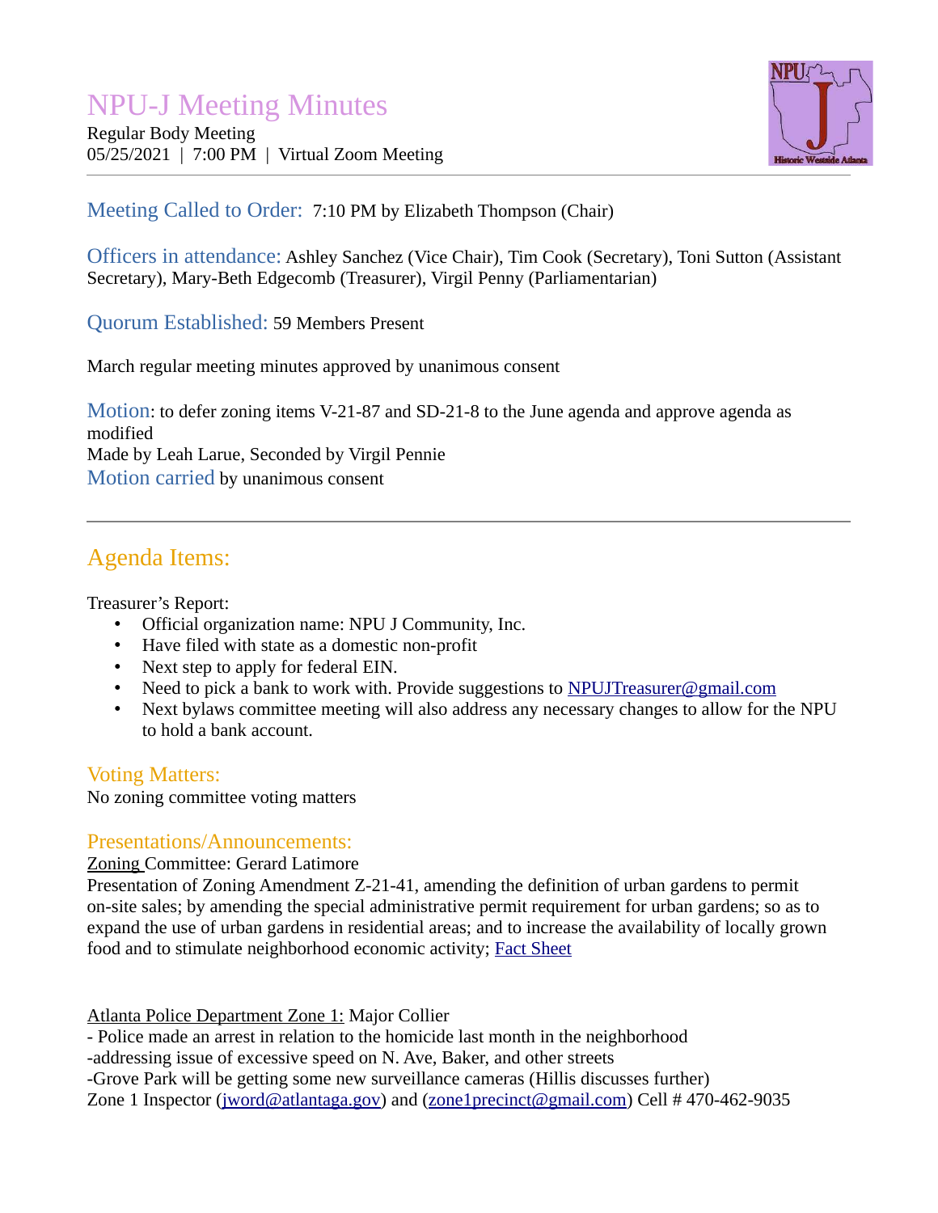# NPU-J Meeting Minutes

Regular Body Meeting
05/25/2021 | 7:00 PM | Virtual Zoom Meeting

**Meeting Called to Order:** 7:10 PM by Elizabeth Thompson (Chair)

**Officers in attendance:** Ashley Sanchez (Vice Chair), Tim Cook (Secretary), Toni Sutton (Assistant Secretary), Mary-Beth Edgecomb (Treasurer), Virgil Penny (Parliamentarian)

**Quorum Established:** 59 Members Present

March regular meeting minutes approved by unanimous consent

**Motion**: to defer zoning items V-21-87 and SD-21-8 to the June agenda and approve agenda as modified
Made by Leah Larue, Seconded by Virgil Pennie
**Motion carried** by unanimous consent

---

## Agenda Items:

Treasurer's Report:

- Official organization name: NPU J Community, Inc.
- Have filed with state as a domestic non-profit
- Next step to apply for federal EIN.
- Need to pick a bank to work with. Provide suggestions to NPUJTreasurer@gmail.com
- Next bylaws committee meeting will also address any necessary changes to allow for the NPU to hold a bank account.

### Voting Matters:

No zoning committee voting matters

### Presentations/Announcements:

Zoning Committee: Gerard Latimore
Presentation of Zoning Amendment Z-21-41, amending the definition of urban gardens to permit on-site sales; by amending the special administrative permit requirement for urban gardens; so as to expand the use of urban gardens in residential areas; and to increase the availability of locally grown food and to stimulate neighborhood economic activity; Fact Sheet

Atlanta Police Department Zone 1: Major Collier
- Police made an arrest in relation to the homicide last month in the neighborhood
-addressing issue of excessive speed on N. Ave, Baker, and other streets
-Grove Park will be getting some new surveillance cameras (Hillis discusses further)
Zone 1 Inspector (jword@atlantaga.gov) and (zone1precinct@gmail.com) Cell # 470-462-9035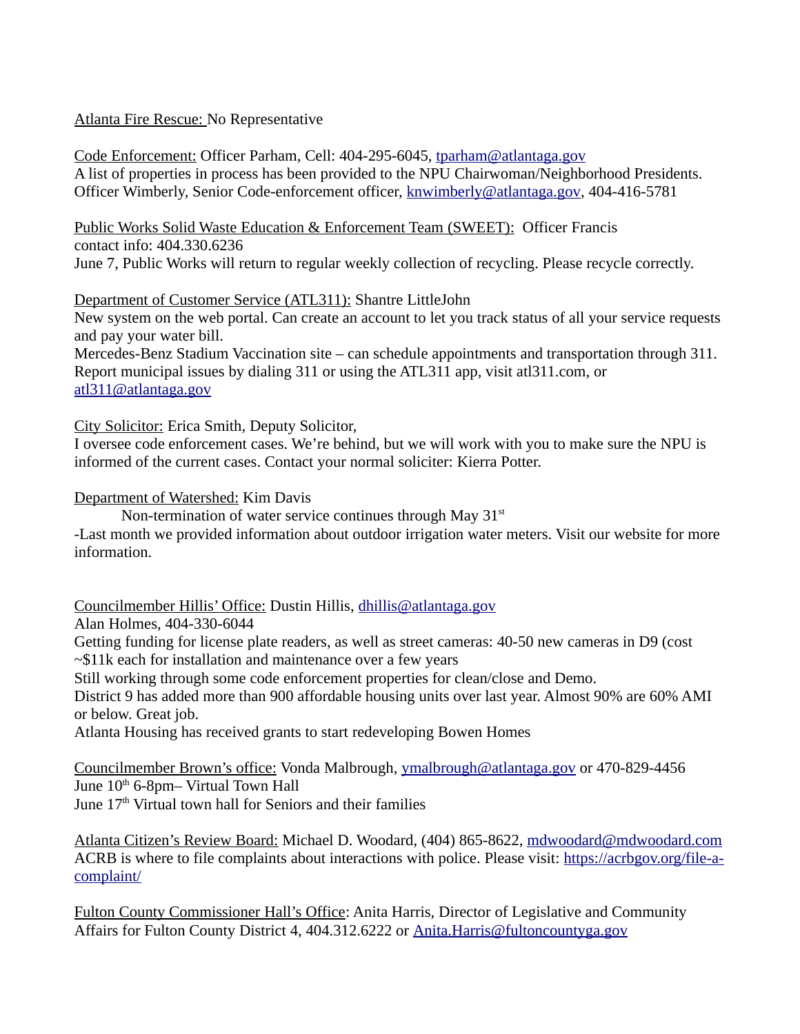Atlanta Fire Rescue: No Representative

Code Enforcement: Officer Parham, Cell: 404-295-6045, tparham@atlantaga.gov
A list of properties in process has been provided to the NPU Chairwoman/Neighborhood Presidents.
Officer Wimberly, Senior Code-enforcement officer, knwimberly@atlantaga.gov, 404-416-5781

Public Works Solid Waste Education & Enforcement Team (SWEET): Officer Francis
contact info: 404.330.6236
June 7, Public Works will return to regular weekly collection of recycling. Please recycle correctly.

Department of Customer Service (ATL311): Shantre LittleJohn
New system on the web portal. Can create an account to let you track status of all your service requests and pay your water bill.
Mercedes-Benz Stadium Vaccination site – can schedule appointments and transportation through 311.
Report municipal issues by dialing 311 or using the ATL311 app, visit atl311.com, or atl311@atlantaga.gov

City Solicitor: Erica Smith, Deputy Solicitor,
I oversee code enforcement cases. We're behind, but we will work with you to make sure the NPU is informed of the current cases. Contact your normal soliciter: Kierra Potter.

Department of Watershed: Kim Davis
Non-termination of water service continues through May 31st
-Last month we provided information about outdoor irrigation water meters. Visit our website for more information.

Councilmember Hillis' Office: Dustin Hillis, dhillis@atlantaga.gov
Alan Holmes, 404-330-6044
Getting funding for license plate readers, as well as street cameras: 40-50 new cameras in D9 (cost ~$11k each for installation and maintenance over a few years
Still working through some code enforcement properties for clean/close and Demo.
District 9 has added more than 900 affordable housing units over last year. Almost 90% are 60% AMI or below. Great job.
Atlanta Housing has received grants to start redeveloping Bowen Homes

Councilmember Brown's office: Vonda Malbrough, vmalbrough@atlantaga.gov or 470-829-4456
June 10th 6-8pm– Virtual Town Hall
June 17th Virtual town hall for Seniors and their families

Atlanta Citizen's Review Board: Michael D. Woodard, (404) 865-8622, mdwoodard@mdwoodard.com
ACRB is where to file complaints about interactions with police. Please visit: https://acrbgov.org/file-a-complaint/

Fulton County Commissioner Hall's Office: Anita Harris, Director of Legislative and Community Affairs for Fulton County District 4, 404.312.6222 or Anita.Harris@fultoncountyga.gov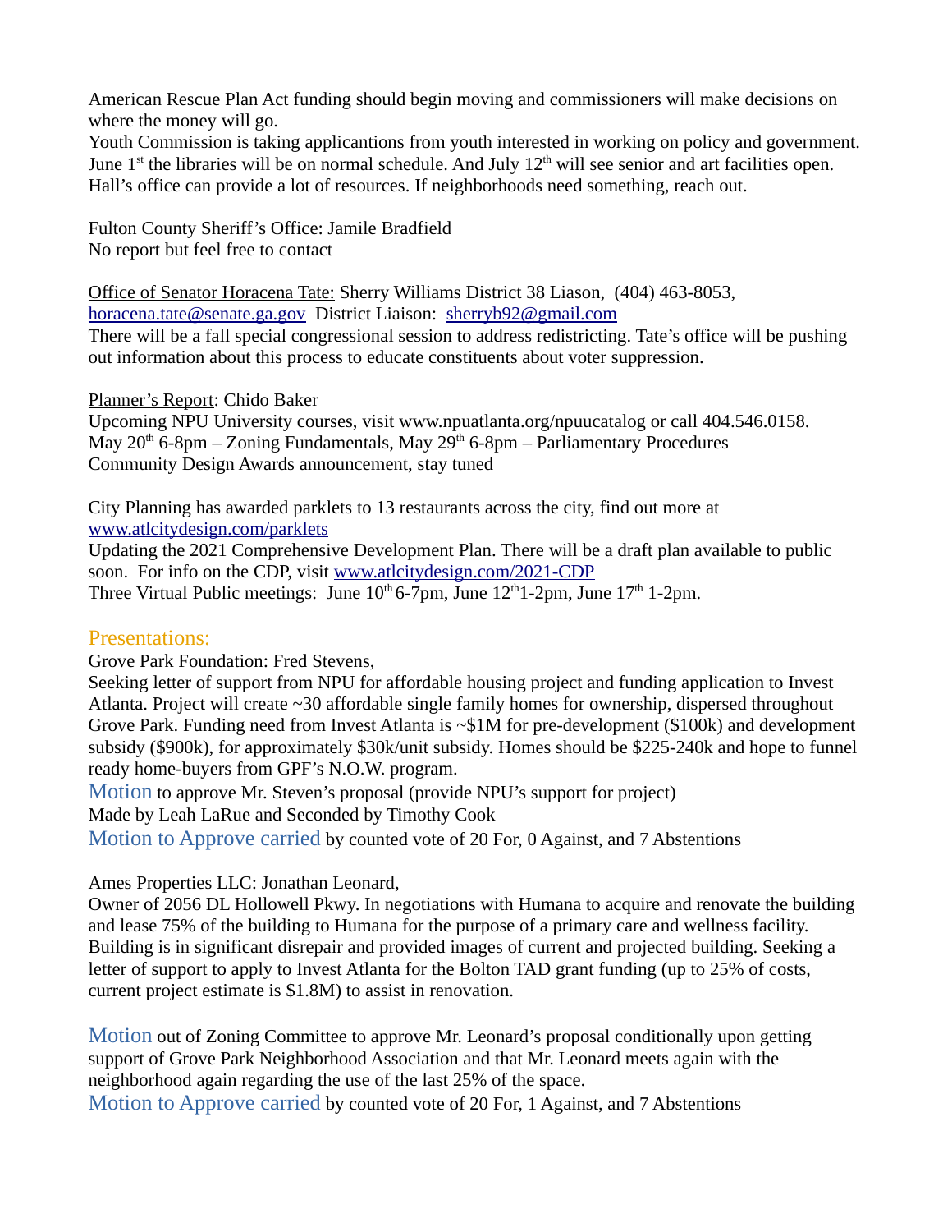American Rescue Plan Act funding should begin moving and commissioners will make decisions on where the money will go.
Youth Commission is taking applicantions from youth interested in working on policy and government.
June 1st the libraries will be on normal schedule. And July 12th will see senior and art facilities open.
Hall's office can provide a lot of resources. If neighborhoods need something, reach out.

Fulton County Sheriff's Office: Jamile Bradfield
No report but feel free to contact

Office of Senator Horacena Tate: Sherry Williams District 38 Liason, (404) 463-8053, horacena.tate@senate.ga.gov District Liaison: sherryb92@gmail.com
There will be a fall special congressional session to address redistricting. Tate's office will be pushing out information about this process to educate constituents about voter suppression.

Planner's Report: Chido Baker
Upcoming NPU University courses, visit www.npuatlanta.org/npuucatalog or call 404.546.0158.
May 20th 6-8pm – Zoning Fundamentals, May 29th 6-8pm – Parliamentary Procedures
Community Design Awards announcement, stay tuned

City Planning has awarded parklets to 13 restaurants across the city, find out more at www.atlcitydesign.com/parklets
Updating the 2021 Comprehensive Development Plan. There will be a draft plan available to public soon. For info on the CDP, visit www.atlcitydesign.com/2021-CDP
Three Virtual Public meetings: June 10th 6-7pm, June 12th 1-2pm, June 17th 1-2pm.

## Presentations:

Grove Park Foundation: Fred Stevens,
Seeking letter of support from NPU for affordable housing project and funding application to Invest Atlanta. Project will create ~30 affordable single family homes for ownership, dispersed throughout Grove Park. Funding need from Invest Atlanta is ~$1M for pre-development ($100k) and development subsidy ($900k), for approximately $30k/unit subsidy. Homes should be $225-240k and hope to funnel ready home-buyers from GPF's N.O.W. program.
Motion to approve Mr. Steven's proposal (provide NPU's support for project)
Made by Leah LaRue and Seconded by Timothy Cook
Motion to Approve carried by counted vote of 20 For, 0 Against, and 7 Abstentions

Ames Properties LLC: Jonathan Leonard,
Owner of 2056 DL Hollowell Pkwy. In negotiations with Humana to acquire and renovate the building and lease 75% of the building to Humana for the purpose of a primary care and wellness facility. Building is in significant disrepair and provided images of current and projected building. Seeking a letter of support to apply to Invest Atlanta for the Bolton TAD grant funding (up to 25% of costs, current project estimate is $1.8M) to assist in renovation.

Motion out of Zoning Committee to approve Mr. Leonard's proposal conditionally upon getting support of Grove Park Neighborhood Association and that Mr. Leonard meets again with the neighborhood again regarding the use of the last 25% of the space.
Motion to Approve carried by counted vote of 20 For, 1 Against, and 7 Abstentions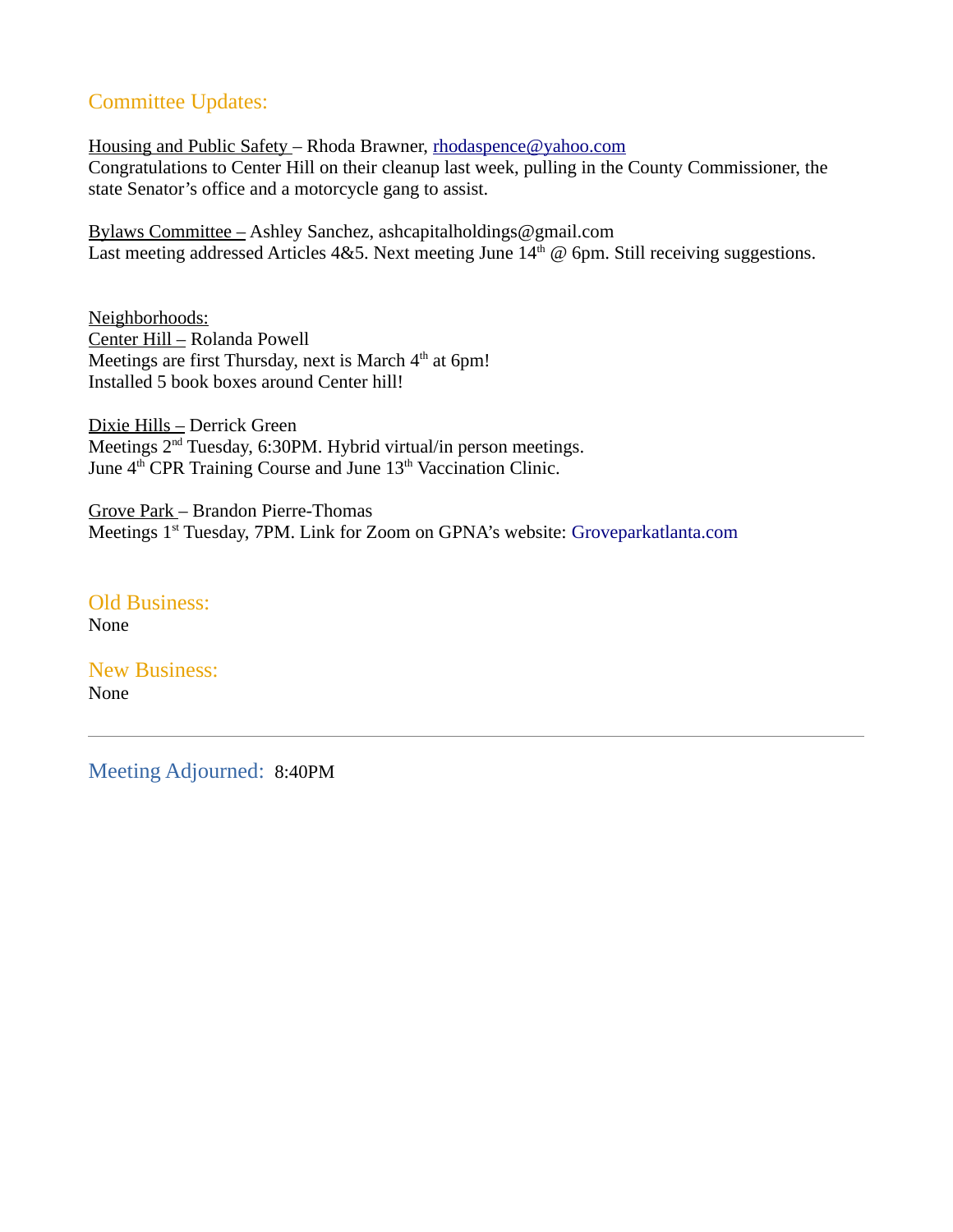## Committee Updates:

Housing and Public Safety – Rhoda Brawner, rhodaspence@yahoo.com
Congratulations to Center Hill on their cleanup last week, pulling in the County Commissioner, the state Senator's office and a motorcycle gang to assist.

Bylaws Committee – Ashley Sanchez, ashcapitalholdings@gmail.com
Last meeting addressed Articles 4&5. Next meeting June 14th @ 6pm. Still receiving suggestions.

Neighborhoods:
Center Hill – Rolanda Powell
Meetings are first Thursday, next is March 4th at 6pm!
Installed 5 book boxes around Center hill!

Dixie Hills – Derrick Green
Meetings 2nd Tuesday, 6:30PM. Hybrid virtual/in person meetings.
June 4th CPR Training Course and June 13th Vaccination Clinic.

Grove Park – Brandon Pierre-Thomas
Meetings 1st Tuesday, 7PM. Link for Zoom on GPNA's website: Groveparkatlanta.com

## Old Business:
None

## New Business:
None

---

## Meeting Adjourned: 8:40PM